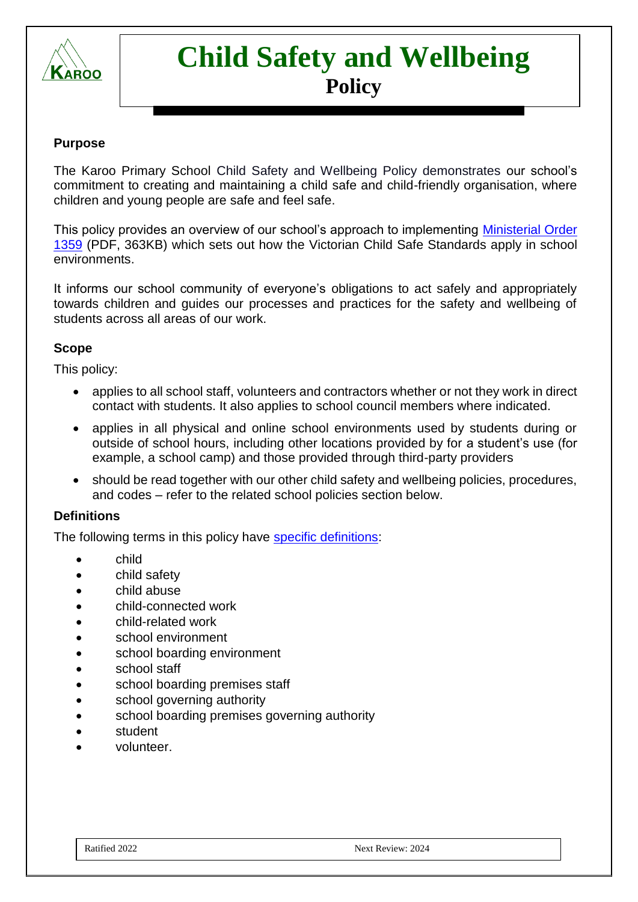# Child Safety and Wellbeing

## Policy

### Purpose

The Karoo Primary School Child Safety and Wellbeing Policy demonstrates our school's commitment to creating and maintaining a child safe and child-friendly organisation, where children and young people are safe and feel safe.

This policy provides an overview of our school's approach to implementing [Ministerial Order 1359]() (PDF, 363KB) which sets out how the Victorian Child Safe Standards apply in school environments.

It informs our school community of everyone's obligations to act safely and appropriately towards children and guides our processes and practices for the safety and wellbeing of students across all areas of our work.

### Scope

This policy:

- applies to all school staff, volunteers and contractors whether or not they work in direct contact with students. It also applies to school council members where indicated.
- applies in all physical and online school environments used by students during or outside of school hours, including other locations provided by for a student's use (for example, a school camp) and those provided through third-party providers
- should be read together with our other child safety and wellbeing policies, procedures, and codes – refer to the related school policies section below.

### Definitions

The following terms in this policy have [specific definitions]():

- child
- child safety
- child abuse
- child-connected work
- child-related work
- school environment
- school boarding environment
- school staff
- school boarding premises staff
- school governing authority
- school boarding premises governing authority
- student
- volunteer.

Ratified 2022 Next Review: 2024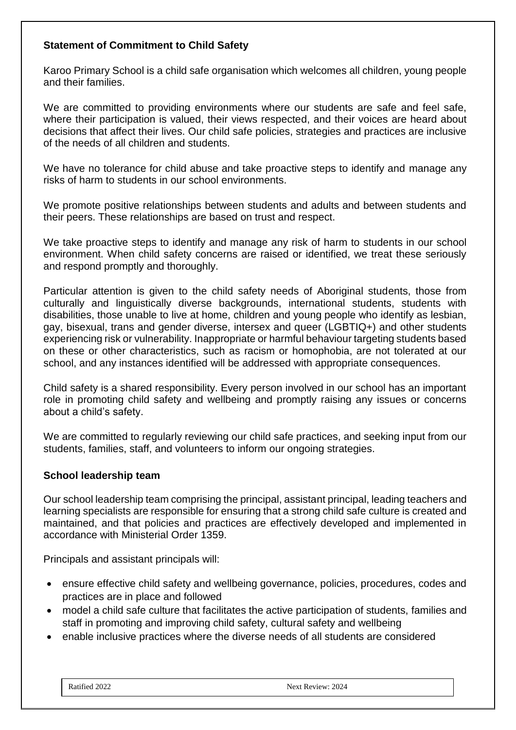**Statement of Commitment to Child Safety**

Karoo Primary School is a child safe organisation which welcomes all children, young people and their families.

We are committed to providing environments where our students are safe and feel safe, where their participation is valued, their views respected, and their voices are heard about decisions that affect their lives. Our child safe policies, strategies and practices are inclusive of the needs of all children and students.

We have no tolerance for child abuse and take proactive steps to identify and manage any risks of harm to students in our school environments.

We promote positive relationships between students and adults and between students and their peers. These relationships are based on trust and respect.

We take proactive steps to identify and manage any risk of harm to students in our school environment. When child safety concerns are raised or identified, we treat these seriously and respond promptly and thoroughly.

Particular attention is given to the child safety needs of Aboriginal students, those from culturally and linguistically diverse backgrounds, international students, students with disabilities, those unable to live at home, children and young people who identify as lesbian, gay, bisexual, trans and gender diverse, intersex and queer (LGBTIQ+) and other students experiencing risk or vulnerability. Inappropriate or harmful behaviour targeting students based on these or other characteristics, such as racism or homophobia, are not tolerated at our school, and any instances identified will be addressed with appropriate consequences.

Child safety is a shared responsibility. Every person involved in our school has an important role in promoting child safety and wellbeing and promptly raising any issues or concerns about a child's safety.

We are committed to regularly reviewing our child safe practices, and seeking input from our students, families, staff, and volunteers to inform our ongoing strategies.

**School leadership team**

Our school leadership team comprising the principal, assistant principal, leading teachers and learning specialists are responsible for ensuring that a strong child safe culture is created and maintained, and that policies and practices are effectively developed and implemented in accordance with Ministerial Order 1359.

Principals and assistant principals will:

- ensure effective child safety and wellbeing governance, policies, procedures, codes and practices are in place and followed
- model a child safe culture that facilitates the active participation of students, families and staff in promoting and improving child safety, cultural safety and wellbeing
- enable inclusive practices where the diverse needs of all students are considered

| Ratified 2022 | Next Review: 2024 |
|---|---|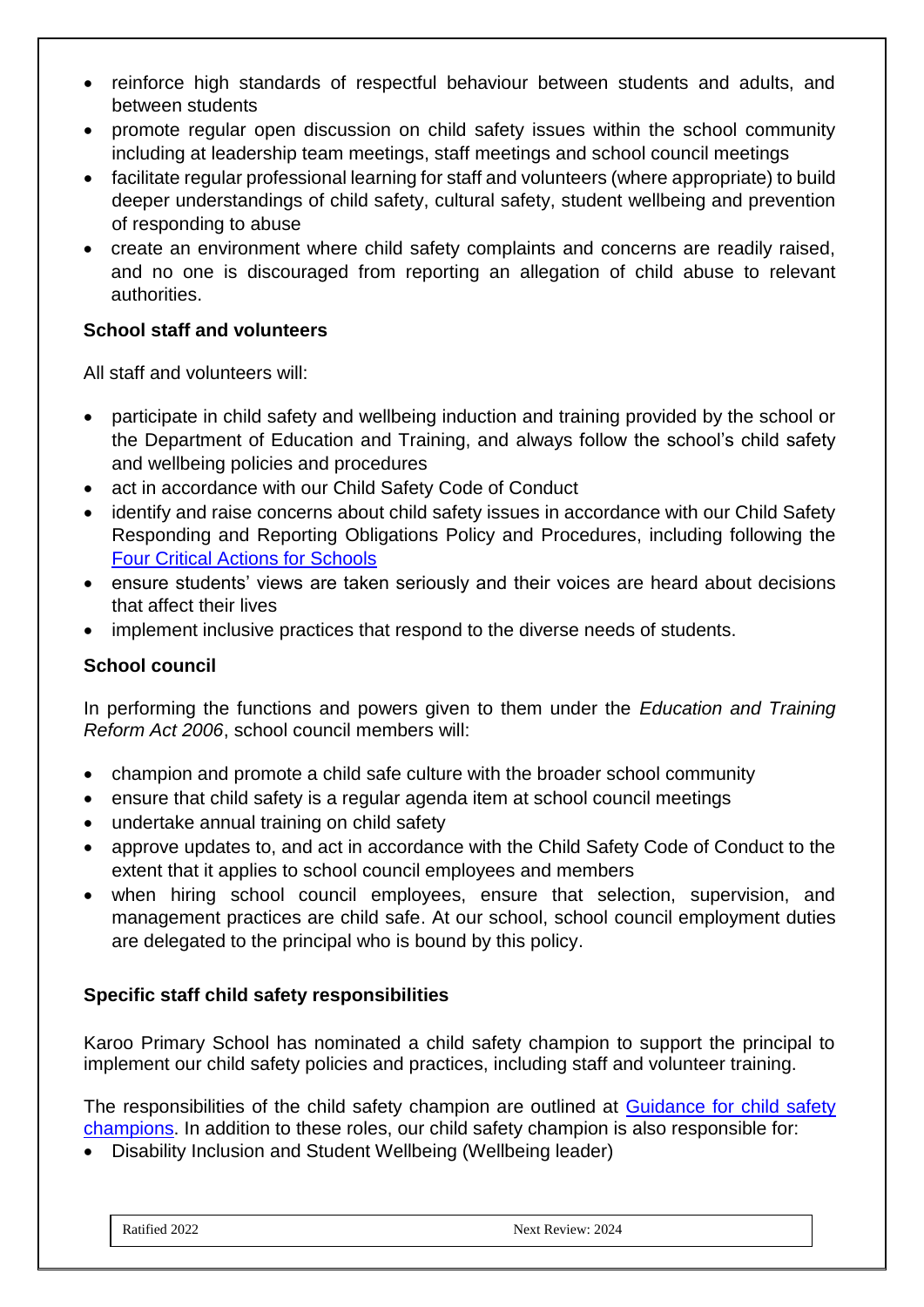- reinforce high standards of respectful behaviour between students and adults, and between students
- promote regular open discussion on child safety issues within the school community including at leadership team meetings, staff meetings and school council meetings
- facilitate regular professional learning for staff and volunteers (where appropriate) to build deeper understandings of child safety, cultural safety, student wellbeing and prevention of responding to abuse
- create an environment where child safety complaints and concerns are readily raised, and no one is discouraged from reporting an allegation of child abuse to relevant authorities.

**School staff and volunteers**

All staff and volunteers will:

- participate in child safety and wellbeing induction and training provided by the school or the Department of Education and Training, and always follow the school's child safety and wellbeing policies and procedures
- act in accordance with our Child Safety Code of Conduct
- identify and raise concerns about child safety issues in accordance with our Child Safety Responding and Reporting Obligations Policy and Procedures, including following the [Four Critical Actions for Schools]
- ensure students' views are taken seriously and their voices are heard about decisions that affect their lives
- implement inclusive practices that respond to the diverse needs of students.

**School council**

In performing the functions and powers given to them under the *Education and Training Reform Act 2006*, school council members will:

- champion and promote a child safe culture with the broader school community
- ensure that child safety is a regular agenda item at school council meetings
- undertake annual training on child safety
- approve updates to, and act in accordance with the Child Safety Code of Conduct to the extent that it applies to school council employees and members
- when hiring school council employees, ensure that selection, supervision, and management practices are child safe. At our school, school council employment duties are delegated to the principal who is bound by this policy.

**Specific staff child safety responsibilities**

Karoo Primary School has nominated a child safety champion to support the principal to implement our child safety policies and practices, including staff and volunteer training.

The responsibilities of the child safety champion are outlined at [Guidance for child safety champions]. In addition to these roles, our child safety champion is also responsible for:

- Disability Inclusion and Student Wellbeing (Wellbeing leader)

Ratified 2022 Next Review: 2024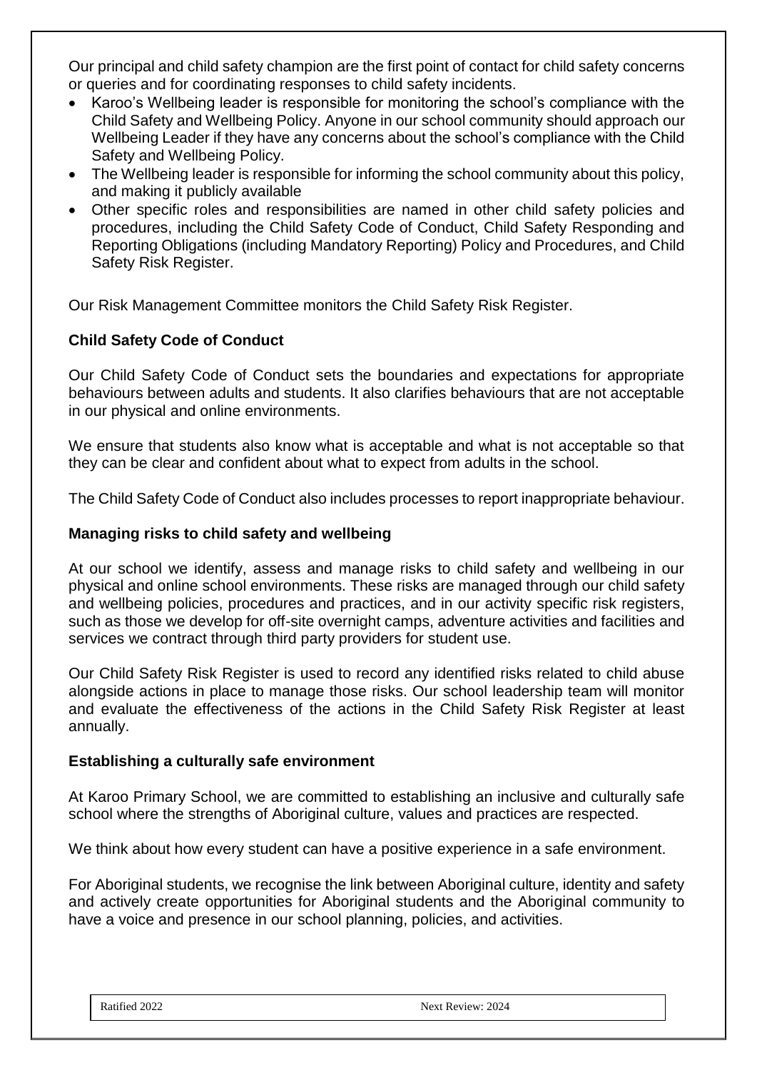Our principal and child safety champion are the first point of contact for child safety concerns or queries and for coordinating responses to child safety incidents.

- Karoo's Wellbeing leader is responsible for monitoring the school's compliance with the Child Safety and Wellbeing Policy. Anyone in our school community should approach our Wellbeing Leader if they have any concerns about the school's compliance with the Child Safety and Wellbeing Policy.
- The Wellbeing leader is responsible for informing the school community about this policy, and making it publicly available
- Other specific roles and responsibilities are named in other child safety policies and procedures, including the Child Safety Code of Conduct, Child Safety Responding and Reporting Obligations (including Mandatory Reporting) Policy and Procedures, and Child Safety Risk Register.

Our Risk Management Committee monitors the Child Safety Risk Register.

**Child Safety Code of Conduct**

Our Child Safety Code of Conduct sets the boundaries and expectations for appropriate behaviours between adults and students. It also clarifies behaviours that are not acceptable in our physical and online environments.

We ensure that students also know what is acceptable and what is not acceptable so that they can be clear and confident about what to expect from adults in the school.

The Child Safety Code of Conduct also includes processes to report inappropriate behaviour.

**Managing risks to child safety and wellbeing**

At our school we identify, assess and manage risks to child safety and wellbeing in our physical and online school environments. These risks are managed through our child safety and wellbeing policies, procedures and practices, and in our activity specific risk registers, such as those we develop for off-site overnight camps, adventure activities and facilities and services we contract through third party providers for student use.

Our Child Safety Risk Register is used to record any identified risks related to child abuse alongside actions in place to manage those risks. Our school leadership team will monitor and evaluate the effectiveness of the actions in the Child Safety Risk Register at least annually.

**Establishing a culturally safe environment**

At Karoo Primary School, we are committed to establishing an inclusive and culturally safe school where the strengths of Aboriginal culture, values and practices are respected.

We think about how every student can have a positive experience in a safe environment.

For Aboriginal students, we recognise the link between Aboriginal culture, identity and safety and actively create opportunities for Aboriginal students and the Aboriginal community to have a voice and presence in our school planning, policies, and activities.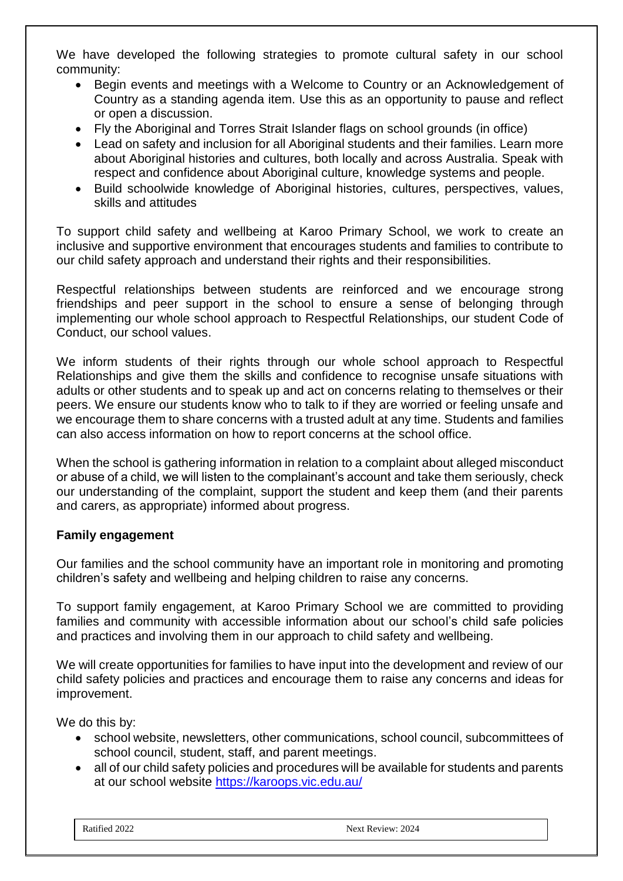We have developed the following strategies to promote cultural safety in our school community:

- Begin events and meetings with a Welcome to Country or an Acknowledgement of Country as a standing agenda item. Use this as an opportunity to pause and reflect or open a discussion.
- Fly the Aboriginal and Torres Strait Islander flags on school grounds (in office)
- Lead on safety and inclusion for all Aboriginal students and their families. Learn more about Aboriginal histories and cultures, both locally and across Australia. Speak with respect and confidence about Aboriginal culture, knowledge systems and people.
- Build schoolwide knowledge of Aboriginal histories, cultures, perspectives, values, skills and attitudes

To support child safety and wellbeing at Karoo Primary School, we work to create an inclusive and supportive environment that encourages students and families to contribute to our child safety approach and understand their rights and their responsibilities.

Respectful relationships between students are reinforced and we encourage strong friendships and peer support in the school to ensure a sense of belonging through implementing our whole school approach to Respectful Relationships, our student Code of Conduct, our school values.

We inform students of their rights through our whole school approach to Respectful Relationships and give them the skills and confidence to recognise unsafe situations with adults or other students and to speak up and act on concerns relating to themselves or their peers. We ensure our students know who to talk to if they are worried or feeling unsafe and we encourage them to share concerns with a trusted adult at any time. Students and families can also access information on how to report concerns at the school office.

When the school is gathering information in relation to a complaint about alleged misconduct or abuse of a child, we will listen to the complainant's account and take them seriously, check our understanding of the complaint, support the student and keep them (and their parents and carers, as appropriate) informed about progress.

**Family engagement**

Our families and the school community have an important role in monitoring and promoting children's safety and wellbeing and helping children to raise any concerns.

To support family engagement, at Karoo Primary School we are committed to providing families and community with accessible information about our school's child safe policies and practices and involving them in our approach to child safety and wellbeing.

We will create opportunities for families to have input into the development and review of our child safety policies and practices and encourage them to raise any concerns and ideas for improvement.

We do this by:

- school website, newsletters, other communications, school council, subcommittees of school council, student, staff, and parent meetings.
- all of our child safety policies and procedures will be available for students and parents at our school website https://karoops.vic.edu.au/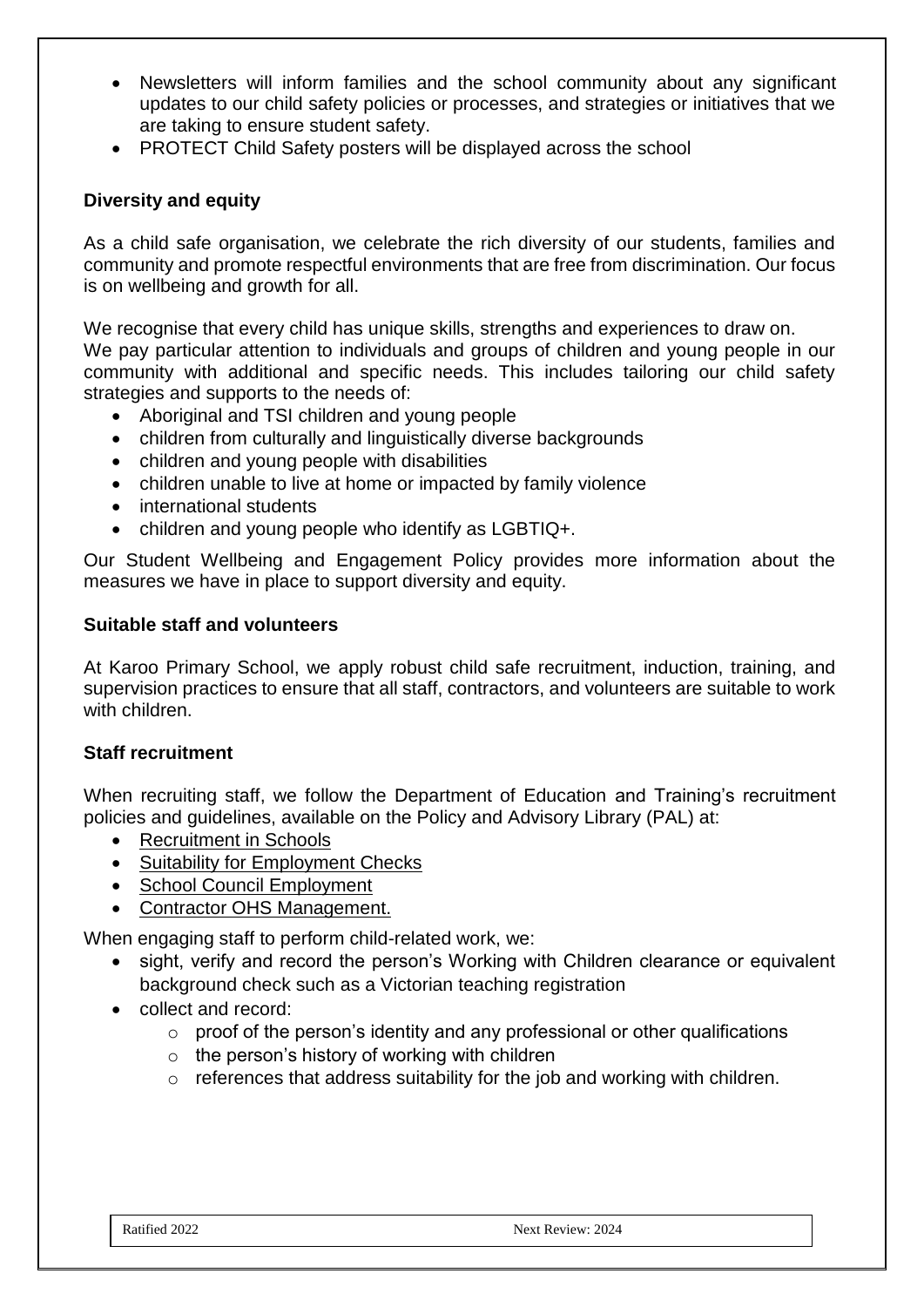- Newsletters will inform families and the school community about any significant updates to our child safety policies or processes, and strategies or initiatives that we are taking to ensure student safety.
- PROTECT Child Safety posters will be displayed across the school

**Diversity and equity**

As a child safe organisation, we celebrate the rich diversity of our students, families and community and promote respectful environments that are free from discrimination. Our focus is on wellbeing and growth for all.

We recognise that every child has unique skills, strengths and experiences to draw on.
We pay particular attention to individuals and groups of children and young people in our community with additional and specific needs. This includes tailoring our child safety strategies and supports to the needs of:

- Aboriginal and TSI children and young people
- children from culturally and linguistically diverse backgrounds
- children and young people with disabilities
- children unable to live at home or impacted by family violence
- international students
- children and young people who identify as LGBTIQ+.

Our Student Wellbeing and Engagement Policy provides more information about the measures we have in place to support diversity and equity.

**Suitable staff and volunteers**

At Karoo Primary School, we apply robust child safe recruitment, induction, training, and supervision practices to ensure that all staff, contractors, and volunteers are suitable to work with children.

**Staff recruitment**

When recruiting staff, we follow the Department of Education and Training's recruitment policies and guidelines, available on the Policy and Advisory Library (PAL) at:

- Recruitment in Schools
- Suitability for Employment Checks
- School Council Employment
- Contractor OHS Management.

When engaging staff to perform child-related work, we:

- sight, verify and record the person's Working with Children clearance or equivalent background check such as a Victorian teaching registration
- collect and record:
  - proof of the person's identity and any professional or other qualifications
  - the person's history of working with children
  - references that address suitability for the job and working with children.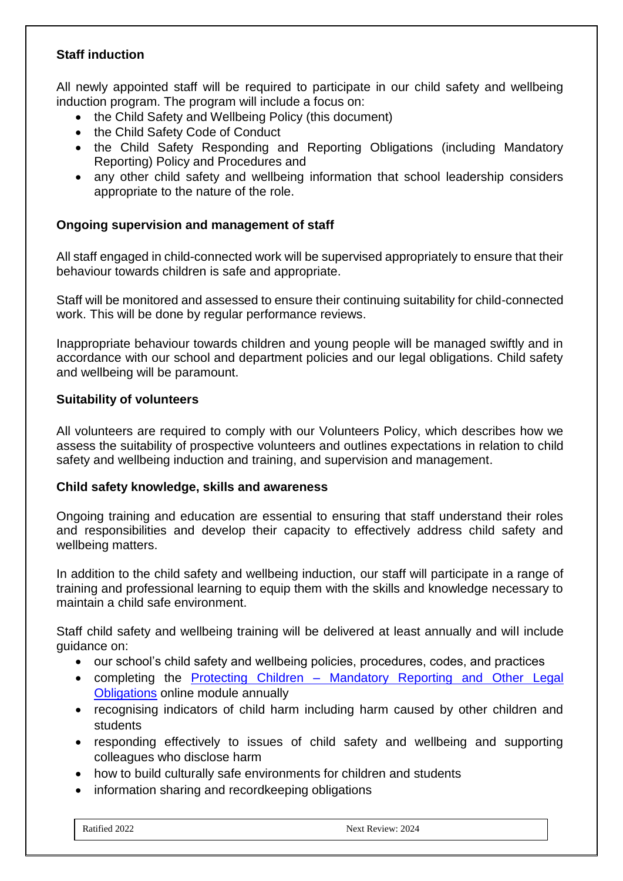### Staff induction

All newly appointed staff will be required to participate in our child safety and wellbeing induction program. The program will include a focus on:

- the Child Safety and Wellbeing Policy (this document)
- the Child Safety Code of Conduct
- the Child Safety Responding and Reporting Obligations (including Mandatory Reporting) Policy and Procedures and
- any other child safety and wellbeing information that school leadership considers appropriate to the nature of the role.

### Ongoing supervision and management of staff

All staff engaged in child-connected work will be supervised appropriately to ensure that their behaviour towards children is safe and appropriate.

Staff will be monitored and assessed to ensure their continuing suitability for child-connected work. This will be done by regular performance reviews.

Inappropriate behaviour towards children and young people will be managed swiftly and in accordance with our school and department policies and our legal obligations. Child safety and wellbeing will be paramount.

### Suitability of volunteers

All volunteers are required to comply with our Volunteers Policy, which describes how we assess the suitability of prospective volunteers and outlines expectations in relation to child safety and wellbeing induction and training, and supervision and management.

### Child safety knowledge, skills and awareness

Ongoing training and education are essential to ensuring that staff understand their roles and responsibilities and develop their capacity to effectively address child safety and wellbeing matters.

In addition to the child safety and wellbeing induction, our staff will participate in a range of training and professional learning to equip them with the skills and knowledge necessary to maintain a child safe environment.

Staff child safety and wellbeing training will be delivered at least annually and will include guidance on:

- our school's child safety and wellbeing policies, procedures, codes, and practices
- completing the [Protecting Children – Mandatory Reporting and Other Legal Obligations] online module annually
- recognising indicators of child harm including harm caused by other children and students
- responding effectively to issues of child safety and wellbeing and supporting colleagues who disclose harm
- how to build culturally safe environments for children and students
- information sharing and recordkeeping obligations

Ratified 2022 | Next Review: 2024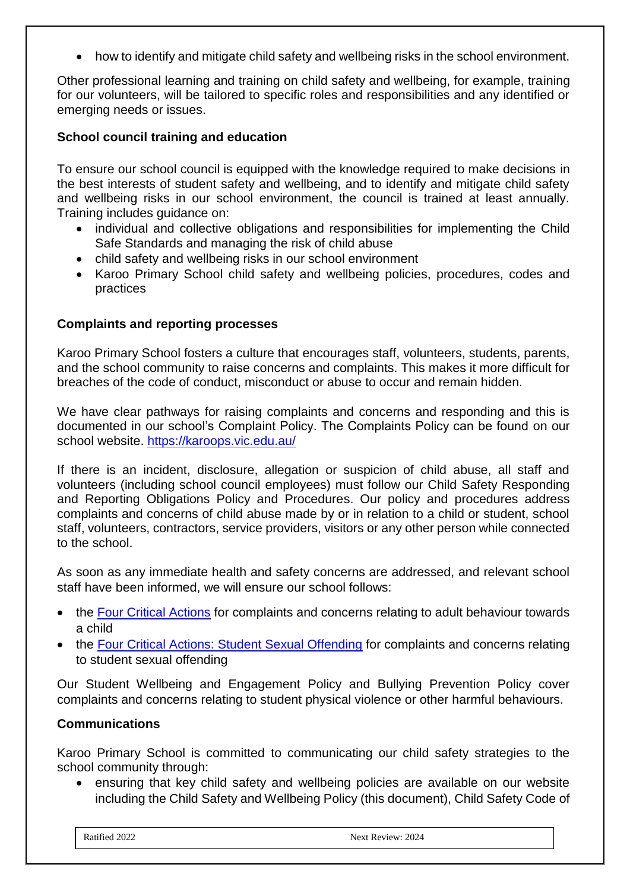- how to identify and mitigate child safety and wellbeing risks in the school environment.

Other professional learning and training on child safety and wellbeing, for example, training for our volunteers, will be tailored to specific roles and responsibilities and any identified or emerging needs or issues.

**School council training and education**

To ensure our school council is equipped with the knowledge required to make decisions in the best interests of student safety and wellbeing, and to identify and mitigate child safety and wellbeing risks in our school environment, the council is trained at least annually. Training includes guidance on:

- individual and collective obligations and responsibilities for implementing the Child Safe Standards and managing the risk of child abuse
- child safety and wellbeing risks in our school environment
- Karoo Primary School child safety and wellbeing policies, procedures, codes and practices

**Complaints and reporting processes**

Karoo Primary School fosters a culture that encourages staff, volunteers, students, parents, and the school community to raise concerns and complaints. This makes it more difficult for breaches of the code of conduct, misconduct or abuse to occur and remain hidden.

We have clear pathways for raising complaints and concerns and responding and this is documented in our school's Complaint Policy. The Complaints Policy can be found on our school website. [https://karoops.vic.edu.au/](https://karoops.vic.edu.au/)

If there is an incident, disclosure, allegation or suspicion of child abuse, all staff and volunteers (including school council employees) must follow our Child Safety Responding and Reporting Obligations Policy and Procedures. Our policy and procedures address complaints and concerns of child abuse made by or in relation to a child or student, school staff, volunteers, contractors, service providers, visitors or any other person while connected to the school.

As soon as any immediate health and safety concerns are addressed, and relevant school staff have been informed, we will ensure our school follows:

- the Four Critical Actions for complaints and concerns relating to adult behaviour towards a child
- the Four Critical Actions: Student Sexual Offending for complaints and concerns relating to student sexual offending

Our Student Wellbeing and Engagement Policy and Bullying Prevention Policy cover complaints and concerns relating to student physical violence or other harmful behaviours.

**Communications**

Karoo Primary School is committed to communicating our child safety strategies to the school community through:

- ensuring that key child safety and wellbeing policies are available on our website including the Child Safety and Wellbeing Policy (this document), Child Safety Code of

Ratified 2022 | Next Review: 2024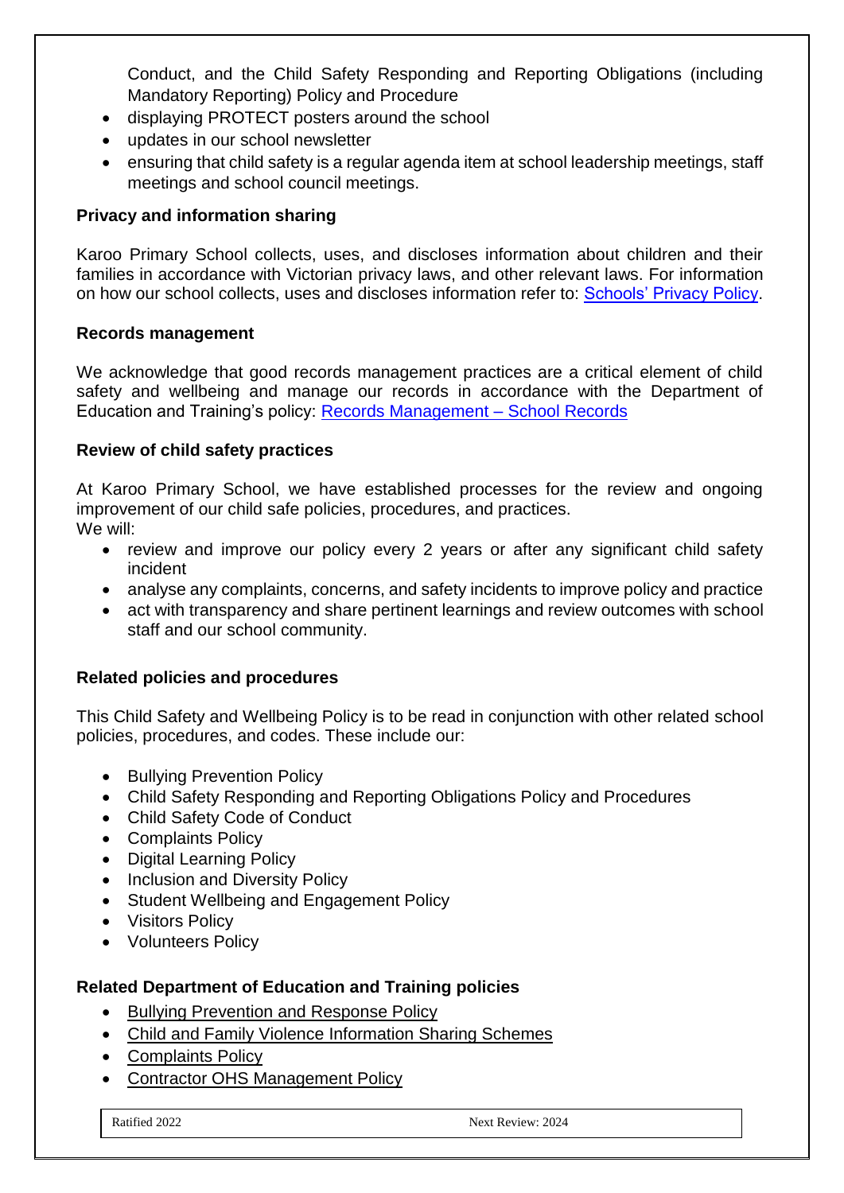Conduct, and the Child Safety Responding and Reporting Obligations (including Mandatory Reporting) Policy and Procedure

- displaying PROTECT posters around the school
- updates in our school newsletter
- ensuring that child safety is a regular agenda item at school leadership meetings, staff meetings and school council meetings.

**Privacy and information sharing**

Karoo Primary School collects, uses, and discloses information about children and their families in accordance with Victorian privacy laws, and other relevant laws. For information on how our school collects, uses and discloses information refer to: Schools' Privacy Policy.

**Records management**

We acknowledge that good records management practices are a critical element of child safety and wellbeing and manage our records in accordance with the Department of Education and Training's policy: Records Management – School Records

**Review of child safety practices**

At Karoo Primary School, we have established processes for the review and ongoing improvement of our child safe policies, procedures, and practices.
We will:

- review and improve our policy every 2 years or after any significant child safety incident
- analyse any complaints, concerns, and safety incidents to improve policy and practice
- act with transparency and share pertinent learnings and review outcomes with school staff and our school community.

**Related policies and procedures**

This Child Safety and Wellbeing Policy is to be read in conjunction with other related school policies, procedures, and codes. These include our:

- Bullying Prevention Policy
- Child Safety Responding and Reporting Obligations Policy and Procedures
- Child Safety Code of Conduct
- Complaints Policy
- Digital Learning Policy
- Inclusion and Diversity Policy
- Student Wellbeing and Engagement Policy
- Visitors Policy
- Volunteers Policy

**Related Department of Education and Training policies**

- Bullying Prevention and Response Policy
- Child and Family Violence Information Sharing Schemes
- Complaints Policy
- Contractor OHS Management Policy

Ratified 2022 Next Review: 2024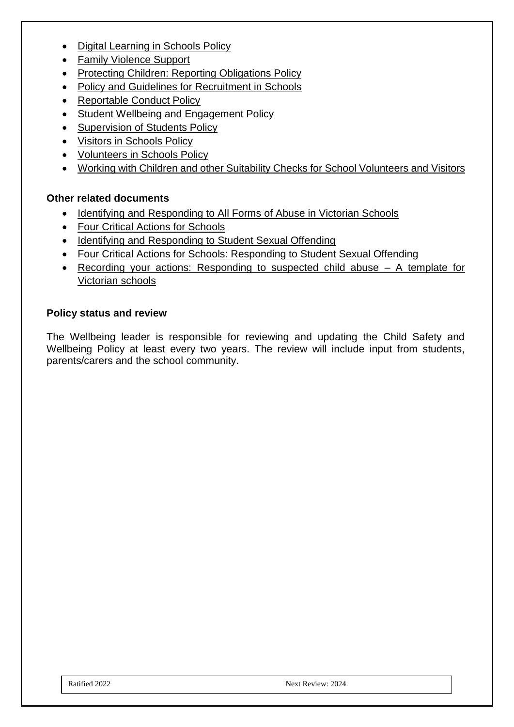- Digital Learning in Schools Policy
- Family Violence Support
- Protecting Children: Reporting Obligations Policy
- Policy and Guidelines for Recruitment in Schools
- Reportable Conduct Policy
- Student Wellbeing and Engagement Policy
- Supervision of Students Policy
- Visitors in Schools Policy
- Volunteers in Schools Policy
- Working with Children and other Suitability Checks for School Volunteers and Visitors

**Other related documents**

- Identifying and Responding to All Forms of Abuse in Victorian Schools
- Four Critical Actions for Schools
- Identifying and Responding to Student Sexual Offending
- Four Critical Actions for Schools: Responding to Student Sexual Offending
- Recording your actions: Responding to suspected child abuse – A template for Victorian schools

**Policy status and review**

The Wellbeing leader is responsible for reviewing and updating the Child Safety and Wellbeing Policy at least every two years. The review will include input from students, parents/carers and the school community.

| | |
|---|---|
| Ratified 2022 | Next Review: 2024 |